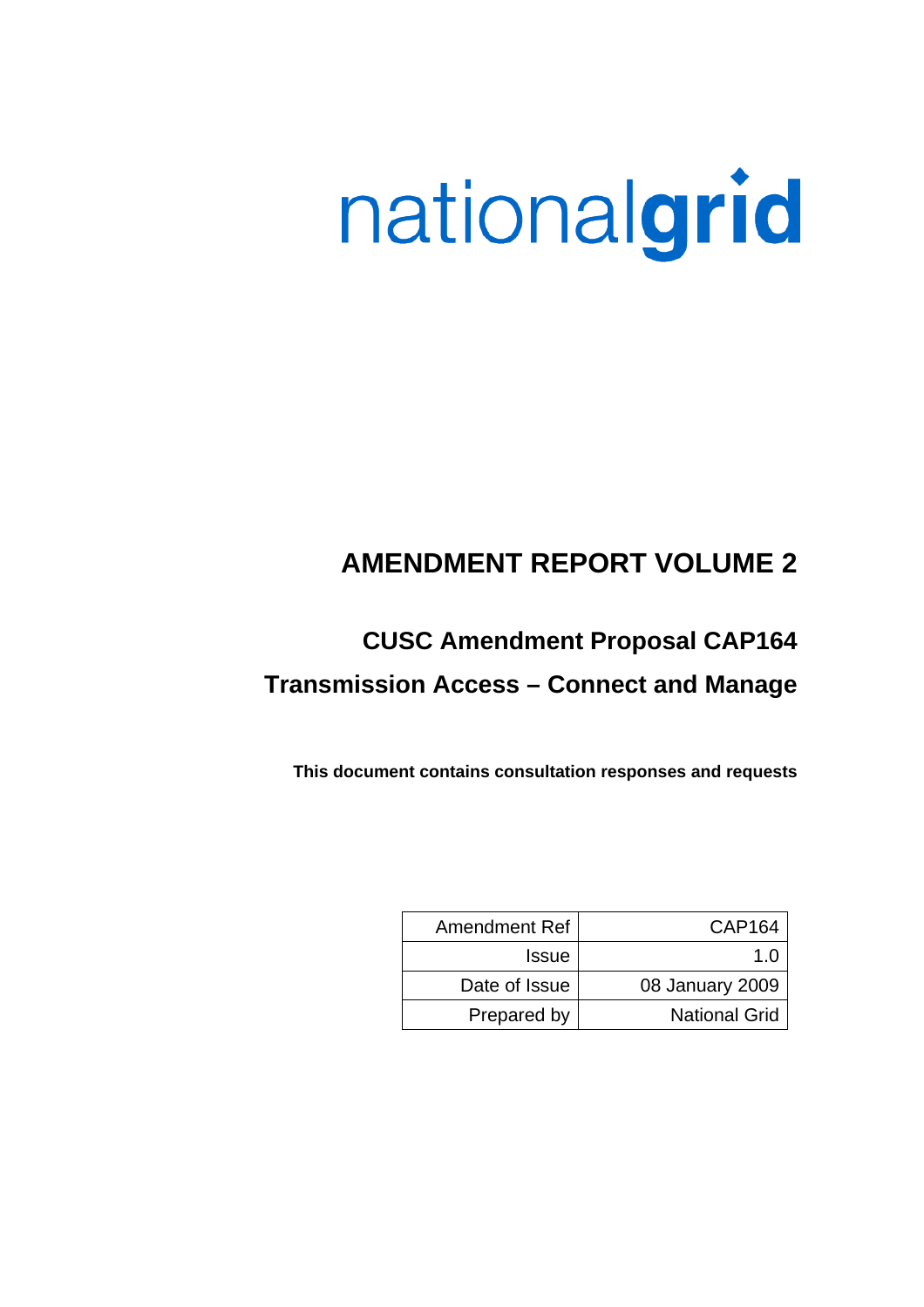nationalgrid

# AMENDMENT REPORT VOLUME 2

## CUSC Amendment Proposal CAP164

## Transmission Access – Connect and Manage

**This document contains consultation responses and requests**

| | |
|---|---|
| Amendment Ref | CAP164 |
| Issue | 1.0 |
| Date of Issue | 08 January 2009 |
| Prepared by | National Grid |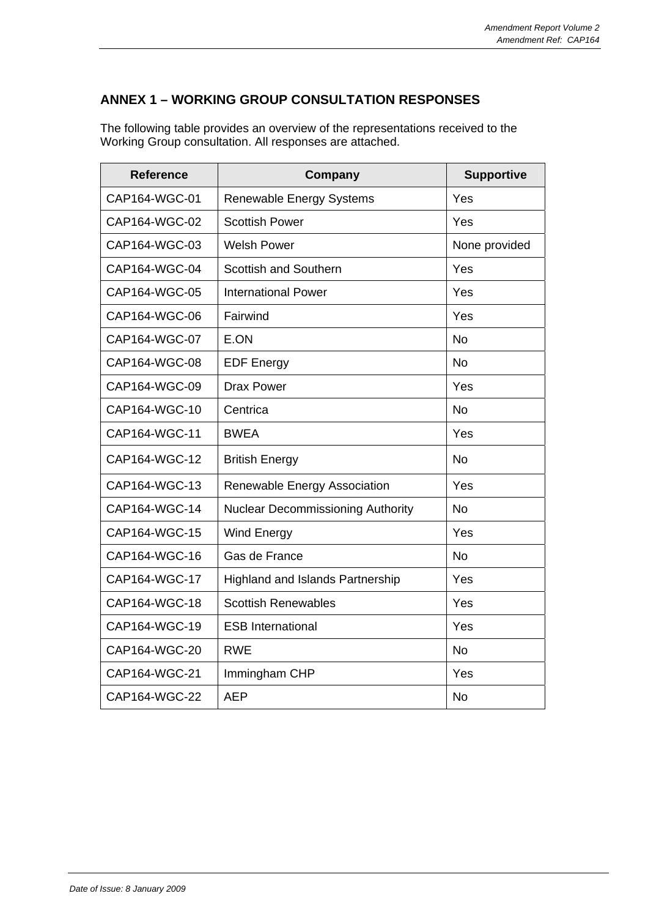## ANNEX 1 – WORKING GROUP CONSULTATION RESPONSES

The following table provides an overview of the representations received to the Working Group consultation. All responses are attached.

| Reference | Company | Supportive |
|---|---|---|
| CAP164-WGC-01 | Renewable Energy Systems | Yes |
| CAP164-WGC-02 | Scottish Power | Yes |
| CAP164-WGC-03 | Welsh Power | None provided |
| CAP164-WGC-04 | Scottish and Southern | Yes |
| CAP164-WGC-05 | International Power | Yes |
| CAP164-WGC-06 | Fairwind | Yes |
| CAP164-WGC-07 | E.ON | No |
| CAP164-WGC-08 | EDF Energy | No |
| CAP164-WGC-09 | Drax Power | Yes |
| CAP164-WGC-10 | Centrica | No |
| CAP164-WGC-11 | BWEA | Yes |
| CAP164-WGC-12 | British Energy | No |
| CAP164-WGC-13 | Renewable Energy Association | Yes |
| CAP164-WGC-14 | Nuclear Decommissioning Authority | No |
| CAP164-WGC-15 | Wind Energy | Yes |
| CAP164-WGC-16 | Gas de France | No |
| CAP164-WGC-17 | Highland and Islands Partnership | Yes |
| CAP164-WGC-18 | Scottish Renewables | Yes |
| CAP164-WGC-19 | ESB International | Yes |
| CAP164-WGC-20 | RWE | No |
| CAP164-WGC-21 | Immingham CHP | Yes |
| CAP164-WGC-22 | AEP | No |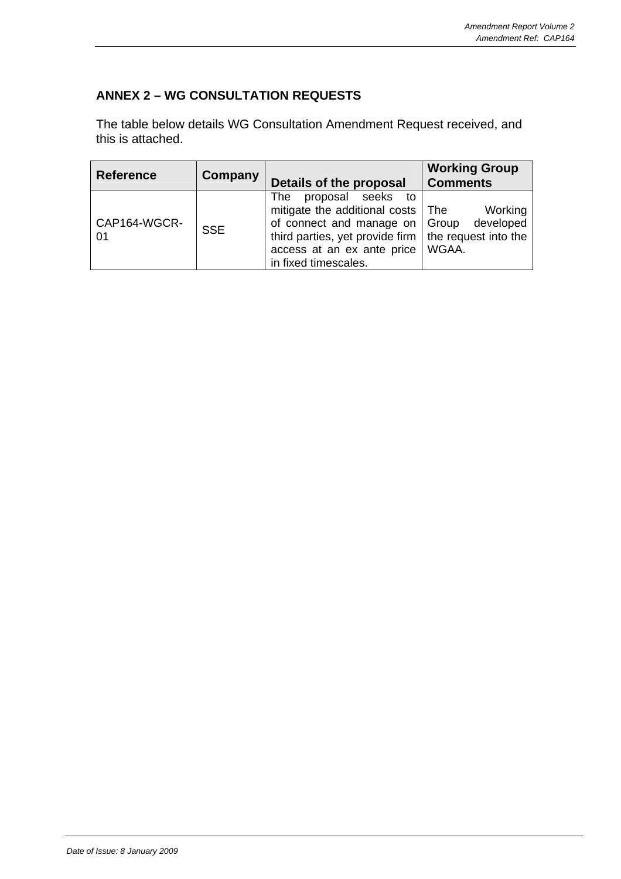## ANNEX 2 – WG CONSULTATION REQUESTS

The table below details WG Consultation Amendment Request received, and this is attached.

| Reference | Company | Details of the proposal | Working Group Comments |
|---|---|---|---|
| CAP164-WGCR-01 | SSE | The proposal seeks to mitigate the additional costs of connect and manage on third parties, yet provide firm access at an ex ante price in fixed timescales. | The Working Group developed the request into the WGAA. |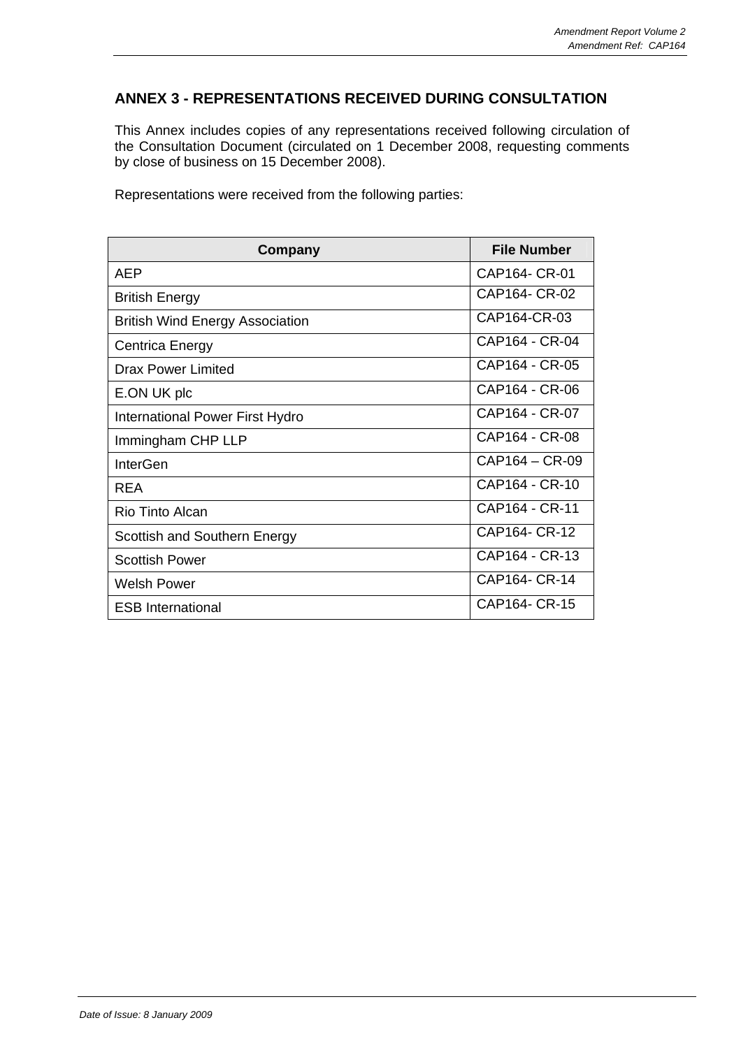## ANNEX 3 - REPRESENTATIONS RECEIVED DURING CONSULTATION

This Annex includes copies of any representations received following circulation of the Consultation Document (circulated on 1 December 2008, requesting comments by close of business on 15 December 2008).

Representations were received from the following parties:

| Company | File Number |
|---|---|
| AEP | CAP164- CR-01 |
| British Energy | CAP164- CR-02 |
| British Wind Energy Association | CAP164-CR-03 |
| Centrica Energy | CAP164 - CR-04 |
| Drax Power Limited | CAP164 - CR-05 |
| E.ON UK plc | CAP164 - CR-06 |
| International Power First Hydro | CAP164 - CR-07 |
| Immingham CHP LLP | CAP164 - CR-08 |
| InterGen | CAP164 – CR-09 |
| REA | CAP164 - CR-10 |
| Rio Tinto Alcan | CAP164 - CR-11 |
| Scottish and Southern Energy | CAP164- CR-12 |
| Scottish Power | CAP164 - CR-13 |
| Welsh Power | CAP164- CR-14 |
| ESB International | CAP164- CR-15 |